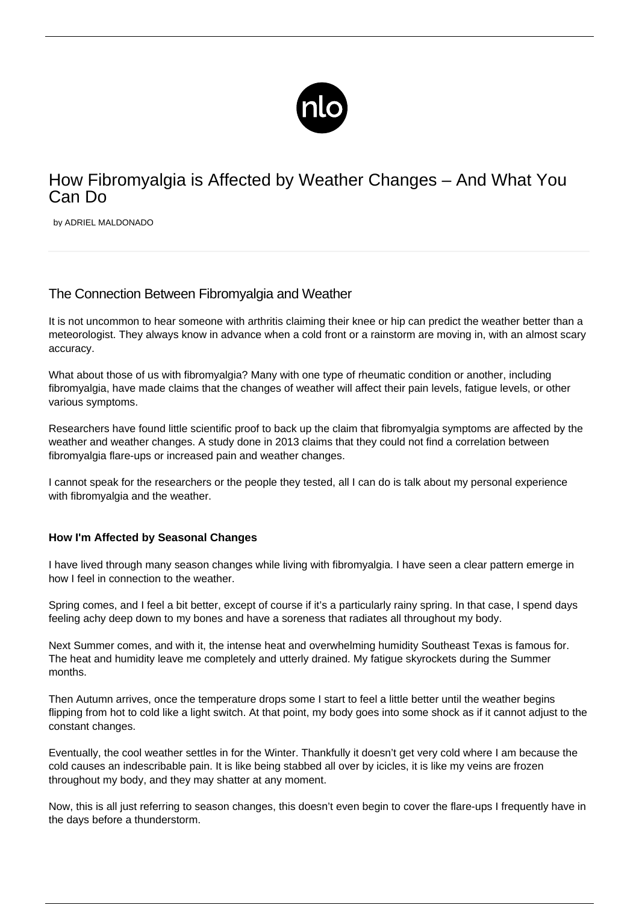# How Fibromyalgia is Affected by Weather Changes – And What You Can Do

by ADRIEL MALDONADO

## The Connection Between Fibromyalgia and Weather

It is not uncommon to hear someone with arthritis claiming their knee or hip can predict the weather better than a meteorologist. They always know in advance when a cold front or a rainstorm are moving in, with an almost scary accuracy.

What about those of us with fibromyalgia? Many with one type of rheumatic condition or another, including fibromyalgia, have made claims that the changes of weather will affect their pain levels, fatigue levels, or other various symptoms.

Researchers have found little scientific proof to back up the claim that fibromyalgia symptoms are affected by the weather and weather changes. A study done in 2013 claims that they could not find a correlation between fibromyalgia flare-ups or increased pain and weather changes.

I cannot speak for the researchers or the people they tested, all I can do is talk about my personal experience with fibromyalgia and the weather.

**How I'm Affected by Seasonal Changes**

I have lived through many season changes while living with fibromyalgia. I have seen a clear pattern emerge in how I feel in connection to the weather.

Spring comes, and I feel a bit better, except of course if it's a particularly rainy spring. In that case, I spend days feeling achy deep down to my bones and have a soreness that radiates all throughout my body.

Next Summer comes, and with it, the intense heat and overwhelming humidity Southeast Texas is famous for. The heat and humidity leave me completely and utterly drained. My fatigue skyrockets during the Summer months.

Then Autumn arrives, once the temperature drops some I start to feel a little better until the weather begins flipping from hot to cold like a light switch. At that point, my body goes into some shock as if it cannot adjust to the constant changes.

Eventually, the cool weather settles in for the Winter. Thankfully it doesn't get very cold where I am because the cold causes an indescribable pain. It is like being stabbed all over by icicles, it is like my veins are frozen throughout my body, and they may shatter at any moment.

Now, this is all just referring to season changes, this doesn't even begin to cover the flare-ups I frequently have in the days before a thunderstorm.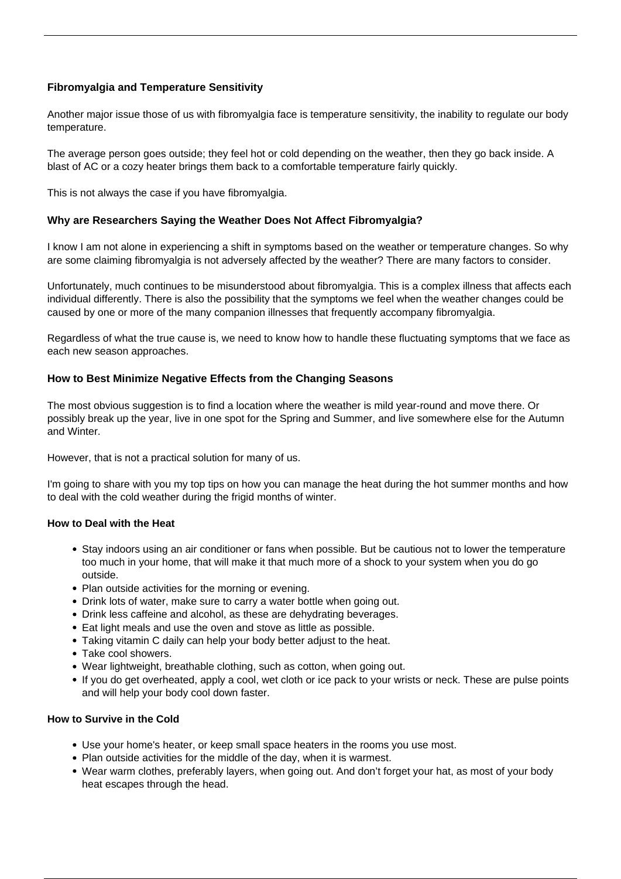### Fibromyalgia and Temperature Sensitivity

Another major issue those of us with fibromyalgia face is temperature sensitivity, the inability to regulate our body temperature.

The average person goes outside; they feel hot or cold depending on the weather, then they go back inside. A blast of AC or a cozy heater brings them back to a comfortable temperature fairly quickly.

This is not always the case if you have fibromyalgia.

### Why are Researchers Saying the Weather Does Not Affect Fibromyalgia?

I know I am not alone in experiencing a shift in symptoms based on the weather or temperature changes. So why are some claiming fibromyalgia is not adversely affected by the weather? There are many factors to consider.

Unfortunately, much continues to be misunderstood about fibromyalgia. This is a complex illness that affects each individual differently. There is also the possibility that the symptoms we feel when the weather changes could be caused by one or more of the many companion illnesses that frequently accompany fibromyalgia.

Regardless of what the true cause is, we need to know how to handle these fluctuating symptoms that we face as each new season approaches.

### How to Best Minimize Negative Effects from the Changing Seasons

The most obvious suggestion is to find a location where the weather is mild year-round and move there. Or possibly break up the year, live in one spot for the Spring and Summer, and live somewhere else for the Autumn and Winter.

However, that is not a practical solution for many of us.

I'm going to share with you my top tips on how you can manage the heat during the hot summer months and how to deal with the cold weather during the frigid months of winter.

#### How to Deal with the Heat

- Stay indoors using an air conditioner or fans when possible. But be cautious not to lower the temperature too much in your home, that will make it that much more of a shock to your system when you do go outside.
- Plan outside activities for the morning or evening.
- Drink lots of water, make sure to carry a water bottle when going out.
- Drink less caffeine and alcohol, as these are dehydrating beverages.
- Eat light meals and use the oven and stove as little as possible.
- Taking vitamin C daily can help your body better adjust to the heat.
- Take cool showers.
- Wear lightweight, breathable clothing, such as cotton, when going out.
- If you do get overheated, apply a cool, wet cloth or ice pack to your wrists or neck. These are pulse points and will help your body cool down faster.

#### How to Survive in the Cold

- Use your home's heater, or keep small space heaters in the rooms you use most.
- Plan outside activities for the middle of the day, when it is warmest.
- Wear warm clothes, preferably layers, when going out. And don't forget your hat, as most of your body heat escapes through the head.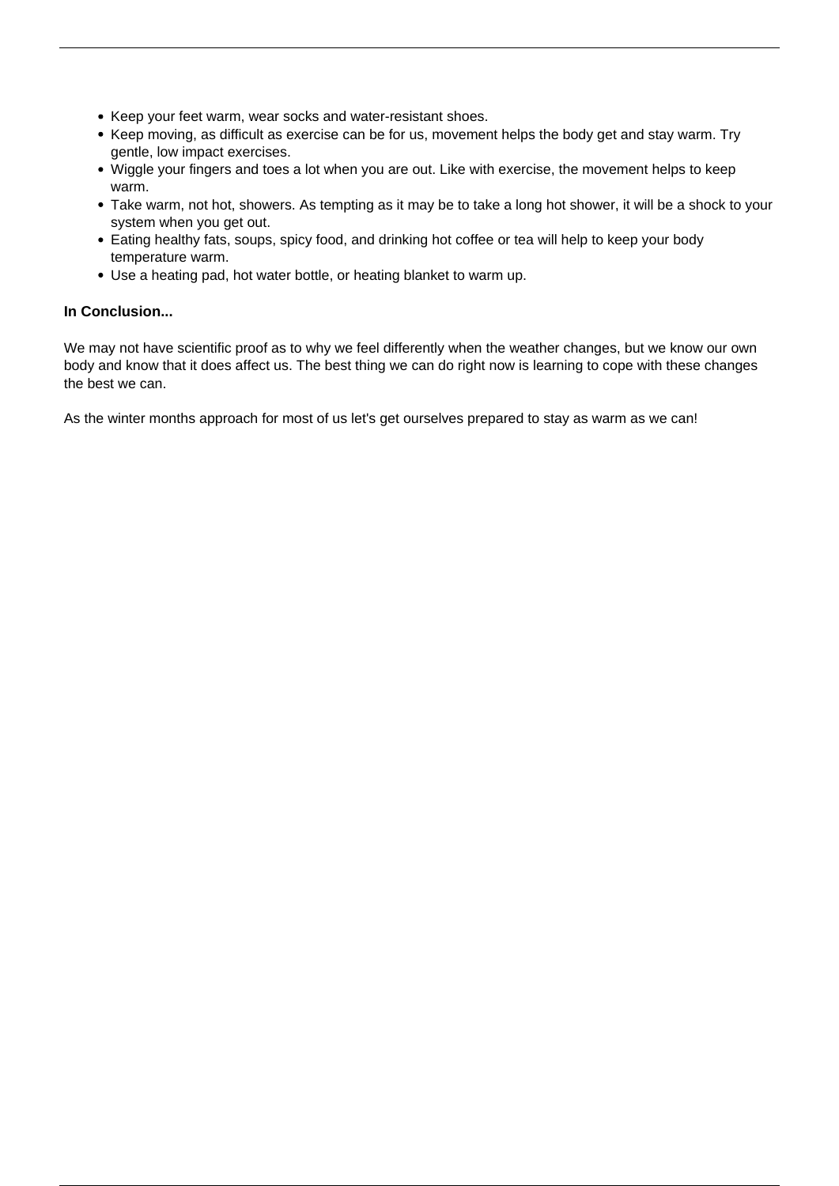- Keep your feet warm, wear socks and water-resistant shoes.
- Keep moving, as difficult as exercise can be for us, movement helps the body get and stay warm. Try gentle, low impact exercises.
- Wiggle your fingers and toes a lot when you are out. Like with exercise, the movement helps to keep warm.
- Take warm, not hot, showers. As tempting as it may be to take a long hot shower, it will be a shock to your system when you get out.
- Eating healthy fats, soups, spicy food, and drinking hot coffee or tea will help to keep your body temperature warm.
- Use a heating pad, hot water bottle, or heating blanket to warm up.

**In Conclusion...**

We may not have scientific proof as to why we feel differently when the weather changes, but we know our own body and know that it does affect us. The best thing we can do right now is learning to cope with these changes the best we can.

As the winter months approach for most of us let's get ourselves prepared to stay as warm as we can!